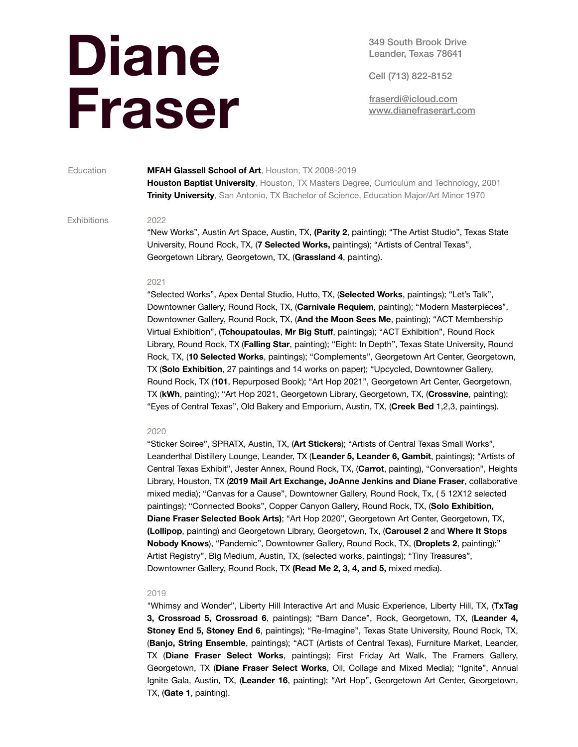# Diane Fraser

349 South Brook Drive
Leander, Texas 78641

Cell (713) 822-8152

fraserdi@icloud.com
www.dianefraserart.com

## Education

**MFAH Glassell School of Art**, Houston, TX 2008-2019
**Houston Baptist University**, Houston, TX Masters Degree, Curriculum and Technology, 2001
**Trinity University**, San Antonio, TX Bachelor of Science, Education Major/Art Minor 1970

## Exhibitions

### 2022

“New Works”, Austin Art Space, Austin, TX, **(Parity 2**, painting); “The Artist Studio”, Texas State University, Round Rock, TX, (**7 Selected Works,** paintings); “Artists of Central Texas”, Georgetown Library, Georgetown, TX, (**Grassland 4**, painting).

### 2021

“Selected Works”, Apex Dental Studio, Hutto, TX, (**Selected Works**, paintings); “Let’s Talk”, Downtowner Gallery, Round Rock, TX, (**Carnivale Requiem**, painting); “Modern Masterpieces”, Downtowner Gallery, Round Rock, TX, (**And the Moon Sees Me**, painting); “ACT Membership Virtual Exhibition”, (**Tchoupatoulas**, **Mr Big Stuff**, paintings); “ACT Exhibition”, Round Rock Library, Round Rock, TX (**Falling Star**, painting); “Eight: In Depth”, Texas State University, Round Rock, TX, (**10 Selected Works**, paintings); “Complements”, Georgetown Art Center, Georgetown, TX (**Solo Exhibition**, 27 paintings and 14 works on paper); “Upcycled, Downtowner Gallery, Round Rock, TX (**101**, Repurposed Book); “Art Hop 2021”, Georgetown Art Center, Georgetown, TX (**kWh**, painting); “Art Hop 2021, Georgetown Library, Georgetown, TX, (**Crossvine**, painting); “Eyes of Central Texas”, Old Bakery and Emporium, Austin, TX, (**Creek Bed** 1,2,3, paintings).

### 2020

“Sticker Soiree”, SPRATX, Austin, TX, (**Art Stickers**); “Artists of Central Texas Small Works”, Leanderthal Distillery Lounge, Leander, TX (**Leander 5, Leander 6, Gambit**, paintings); “Artists of Central Texas Exhibit”, Jester Annex, Round Rock, TX, (**Carrot**, painting), “Conversation”, Heights Library, Houston, TX (**2019 Mail Art Exchange, JoAnne Jenkins and Diane Fraser**, collaborative mixed media); “Canvas for a Cause”, Downtowner Gallery, Round Rock, Tx, ( 5 12X12 selected paintings); “Connected Books”, Copper Canyon Gallery, Round Rock, TX, (**Solo Exhibition, Diane Fraser Selected Book Arts)**; “Art Hop 2020”, Georgetown Art Center, Georgetown, TX, **(Lollipop**, painting) and Georgetown Library, Georgetown, Tx, (**Carousel 2** and **Where It Stops Nobody Knows**), “Pandemic”, Downtowner Gallery, Round Rock, TX, (**Droplets 2**, painting);” Artist Registry”, Big Medium, Austin, TX, (selected works, paintings); “Tiny Treasures”, Downtowner Gallery, Round Rock, TX **(Read Me 2, 3, 4, and 5,** mixed media).

### 2019

"Whimsy and Wonder”, Liberty Hill Interactive Art and Music Experience, Liberty Hill, TX, (**TxTag 3, Crossroad 5, Crossroad 6**, paintings); “Barn Dance”, Rock, Georgetown, TX, (**Leander 4, Stoney End 5, Stoney End 6**, paintings); “Re-Imagine”, Texas State University, Round Rock, TX, (**Banjo, String Ensemble**, paintings); “ACT (Artists of Central Texas), Furniture Market, Leander, TX (**Diane Fraser Select Works**, paintings); First Friday Art Walk, The Framers Gallery, Georgetown, TX (**Diane Fraser Select Works**, Oil, Collage and Mixed Media); “Ignite”, Annual Ignite Gala, Austin, TX, (**Leander 16**, painting); “Art Hop”, Georgetown Art Center, Georgetown, TX, (**Gate 1**, painting).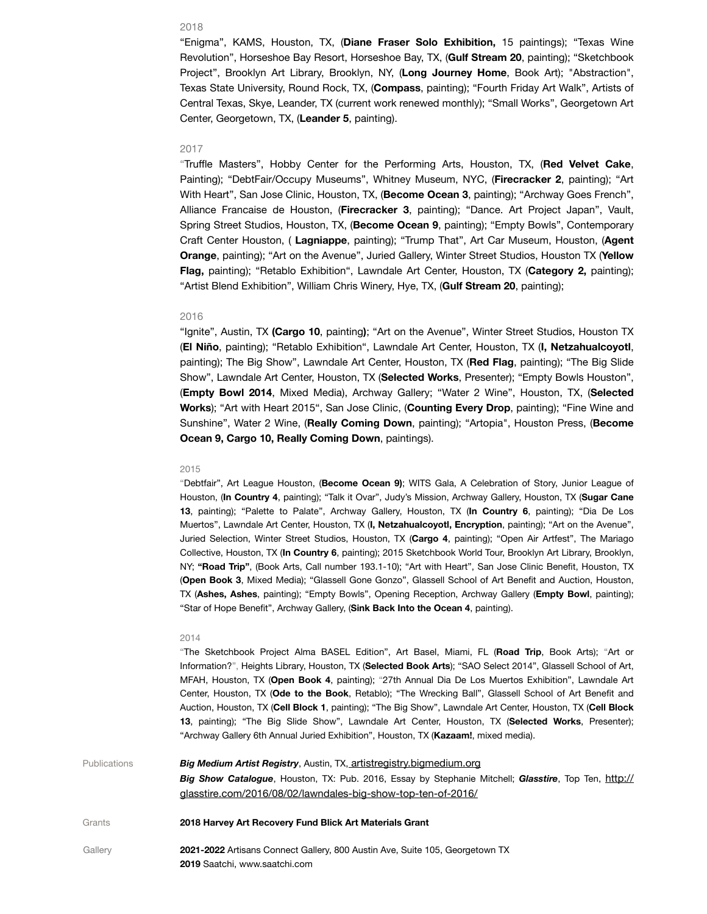2018

“Enigma”, KAMS, Houston, TX, (**Diane Fraser Solo Exhibition,** 15 paintings); “Texas Wine Revolution”, Horseshoe Bay Resort, Horseshoe Bay, TX, (**Gulf Stream 20**, painting); “Sketchbook Project”, Brooklyn Art Library, Brooklyn, NY, (**Long Journey Home**, Book Art); "Abstraction", Texas State University, Round Rock, TX, (**Compass**, painting); “Fourth Friday Art Walk”, Artists of Central Texas, Skye, Leander, TX (current work renewed monthly); “Small Works”, Georgetown Art Center, Georgetown, TX, (**Leander 5**, painting).

2017

“Truffle Masters”, Hobby Center for the Performing Arts, Houston, TX, (**Red Velvet Cake**, Painting); “DebtFair/Occupy Museums”, Whitney Museum, NYC, (**Firecracker 2**, painting); “Art With Heart”, San Jose Clinic, Houston, TX, (**Become Ocean 3**, painting); “Archway Goes French”, Alliance Francaise de Houston, (**Firecracker 3**, painting); “Dance. Art Project Japan”, Vault, Spring Street Studios, Houston, TX, (**Become Ocean 9**, painting); “Empty Bowls”, Contemporary Craft Center Houston, ( **Lagniappe**, painting); “Trump That”, Art Car Museum, Houston, (**Agent Orange**, painting); “Art on the Avenue”, Juried Gallery, Winter Street Studios, Houston TX (**Yellow Flag,** painting); “Retablo Exhibition“, Lawndale Art Center, Houston, TX (**Category 2,** painting); “Artist Blend Exhibition”, William Chris Winery, Hye, TX, (**Gulf Stream 20**, painting);

2016

“Ignite”, Austin, TX **(Cargo 10**, painting**)**; “Art on the Avenue”, Winter Street Studios, Houston TX (**El Niño**, painting); “Retablo Exhibition“, Lawndale Art Center, Houston, TX (**I, Netzahualcoyotl**, painting); The Big Show”, Lawndale Art Center, Houston, TX (**Red Flag**, painting); “The Big Slide Show”, Lawndale Art Center, Houston, TX (**Selected Works**, Presenter); “Empty Bowls Houston”, (**Empty Bowl 2014**, Mixed Media), Archway Gallery; “Water 2 Wine”, Houston, TX, (**Selected Works**); “Art with Heart 2015“, San Jose Clinic, (**Counting Every Drop**, painting); “Fine Wine and Sunshine”, Water 2 Wine, (**Really Coming Down**, painting); “Artopia", Houston Press, (**Become Ocean 9, Cargo 10, Really Coming Down**, paintings).

2015

“Debtfair”, Art League Houston, (**Become Ocean 9)**; WITS Gala, A Celebration of Story, Junior League of Houston, (**In Country 4**, painting); “Talk it Ovar”, Judy’s Mission, Archway Gallery, Houston, TX (**Sugar Cane 13**, painting); “Palette to Palate”, Archway Gallery, Houston, TX (**In Country 6**, painting); “Dia De Los Muertos”, Lawndale Art Center, Houston, TX (**I, Netzahualcoyotl, Encryption**, painting); “Art on the Avenue”, Juried Selection, Winter Street Studios, Houston, TX (**Cargo 4**, painting); “Open Air Artfest”, The Mariago Collective, Houston, TX (**In Country 6**, painting); 2015 Sketchbook World Tour, Brooklyn Art Library, Brooklyn, NY; **“Road Trip”**, (Book Arts, Call number 193.1-10); “Art with Heart”, San Jose Clinic Benefit, Houston, TX (**Open Book 3**, Mixed Media); “Glassell Gone Gonzo”, Glassell School of Art Benefit and Auction, Houston, TX (**Ashes, Ashes**, painting); “Empty Bowls”, Opening Reception, Archway Gallery (**Empty Bowl**, painting); “Star of Hope Benefit”, Archway Gallery, (**Sink Back Into the Ocean 4**, painting).

2014

“The Sketchbook Project Alma BASEL Edition”, Art Basel, Miami, FL (**Road Trip**, Book Arts); “Art or Information?”, Heights Library, Houston, TX (**Selected Book Arts**); “SAO Select 2014”, Glassell School of Art, MFAH, Houston, TX (**Open Book 4**, painting); “27th Annual Dia De Los Muertos Exhibition”, Lawndale Art Center, Houston, TX (**Ode to the Book**, Retablo); “The Wrecking Ball”, Glassell School of Art Benefit and Auction, Houston, TX (**Cell Block 1**, painting); “The Big Show”, Lawndale Art Center, Houston, TX (**Cell Block 13**, painting); “The Big Slide Show”, Lawndale Art Center, Houston, TX (**Selected Works**, Presenter); “Archway Gallery 6th Annual Juried Exhibition”, Houston, TX (**Kazaam!**, mixed media).

Publications

***Big Medium Artist Registry***, Austin, TX, artistregistry.bigmedium.org

***Big Show Catalogue***, Houston, TX: Pub. 2016, Essay by Stephanie Mitchell; ***Glasstire***, Top Ten, http://glasstire.com/2016/08/02/lawndales-big-show-top-ten-of-2016/

Grants

**2018 Harvey Art Recovery Fund Blick Art Materials Grant**

Gallery

**2021-2022** Artisans Connect Gallery, 800 Austin Ave, Suite 105, Georgetown TX

**2019** Saatchi, www.saatchi.com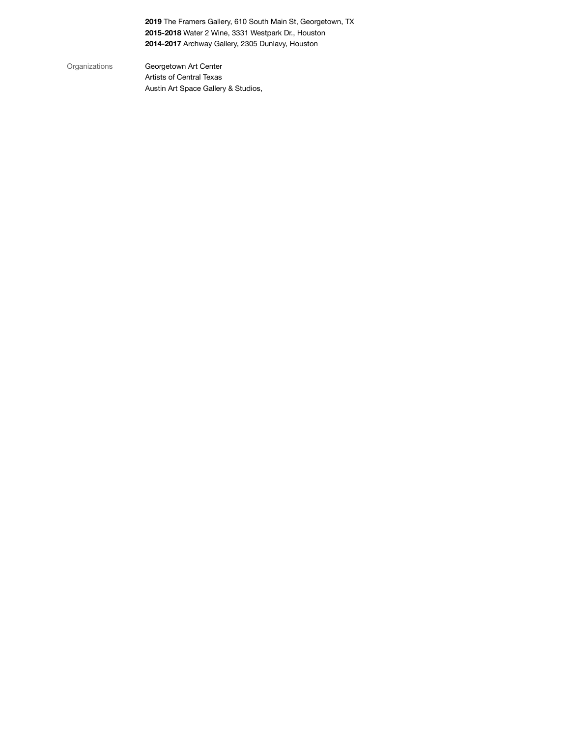**2019** The Framers Gallery, 610 South Main St, Georgetown, TX
**2015-2018** Water 2 Wine, 3331 Westpark Dr., Houston
**2014-2017** Archway Gallery, 2305 Dunlavy, Houston

Organizations

Georgetown Art Center
Artists of Central Texas
Austin Art Space Gallery & Studios,